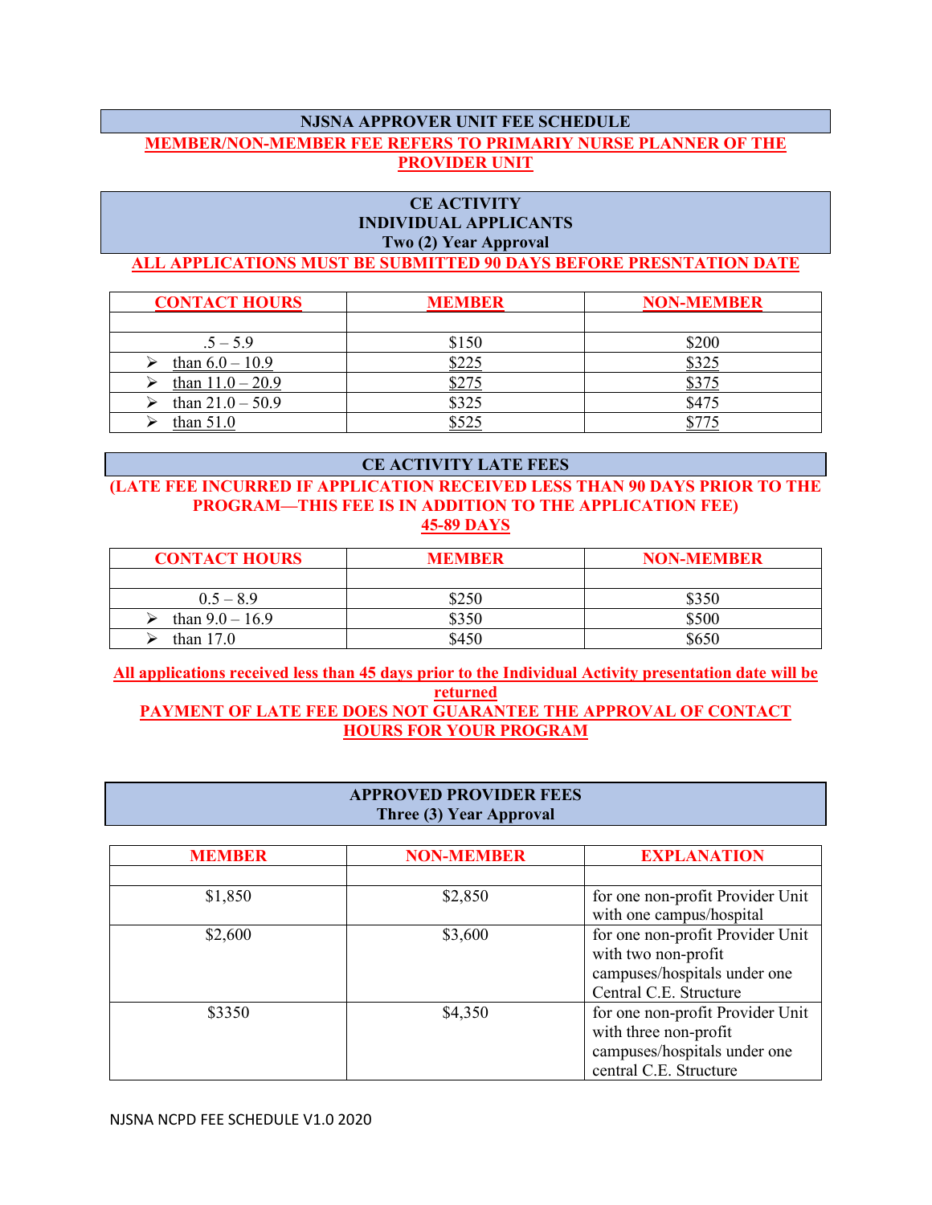## NJSNA APPROVER UNIT FEE SCHEDULE

**MEMBER/NON-MEMBER FEE REFERS TO PRIMARIY NURSE PLANNER OF THE PROVIDER UNIT**

## CE ACTIVITY
## INDIVIDUAL APPLICANTS
## Two (2) Year Approval

**ALL APPLICATIONS MUST BE SUBMITTED 90 DAYS BEFORE PRESNTATION DATE**

| CONTACT HOURS | MEMBER | NON-MEMBER |
|---|---|---|
| | | |
| .5 – 5.9 | $150 | $200 |
| ➢ than 6.0 – 10.9 | $225 | $325 |
| ➢ than 11.0 – 20.9 | $275 | $375 |
| ➢ than 21.0 – 50.9 | $325 | $475 |
| ➢ than 51.0 | $525 | $775 |

## CE ACTIVITY LATE FEES

**(LATE FEE INCURRED IF APPLICATION RECEIVED LESS THAN 90 DAYS PRIOR TO THE PROGRAM—THIS FEE IS IN ADDITION TO THE APPLICATION FEE)**

**45-89 DAYS**

| CONTACT HOURS | MEMBER | NON-MEMBER |
|---|---|---|
| | | |
| 0.5 – 8.9 | $250 | $350 |
| ➢ than 9.0 – 16.9 | $350 | $500 |
| ➢ than 17.0 | $450 | $650 |

**All applications received less than 45 days prior to the Individual Activity presentation date will be returned**

**PAYMENT OF LATE FEE DOES NOT GUARANTEE THE APPROVAL OF CONTACT HOURS FOR YOUR PROGRAM**

## APPROVED PROVIDER FEES
## Three (3) Year Approval

| MEMBER | NON-MEMBER | EXPLANATION |
|---|---|---|
| | | |
| $1,850 | $2,850 | for one non-profit Provider Unit with one campus/hospital |
| $2,600 | $3,600 | for one non-profit Provider Unit with two non-profit campuses/hospitals under one Central C.E. Structure |
| $3350 | $4,350 | for one non-profit Provider Unit with three non-profit campuses/hospitals under one central C.E. Structure |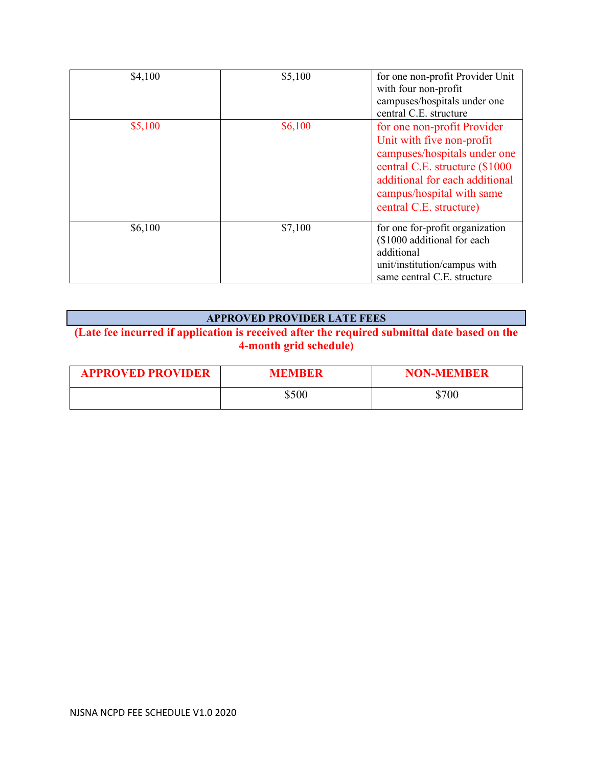| | | |
|---|---|---|
| $4,100 | $5,100 | for one non-profit Provider Unit with four non-profit campuses/hospitals under one central C.E. structure |
| $5,100 | $6,100 | for one non-profit Provider Unit with five non-profit campuses/hospitals under one central C.E. structure ($1000 additional for each additional campus/hospital with same central C.E. structure) |
| $6,100 | $7,100 | for one for-profit organization ($1000 additional for each additional unit/institution/campus with same central C.E. structure |

**APPROVED PROVIDER LATE FEES**

**(Late fee incurred if application is received after the required submittal date based on the 4-month grid schedule)**

| APPROVED PROVIDER | MEMBER | NON-MEMBER |
|---|---|---|
| | $500 | $700 |